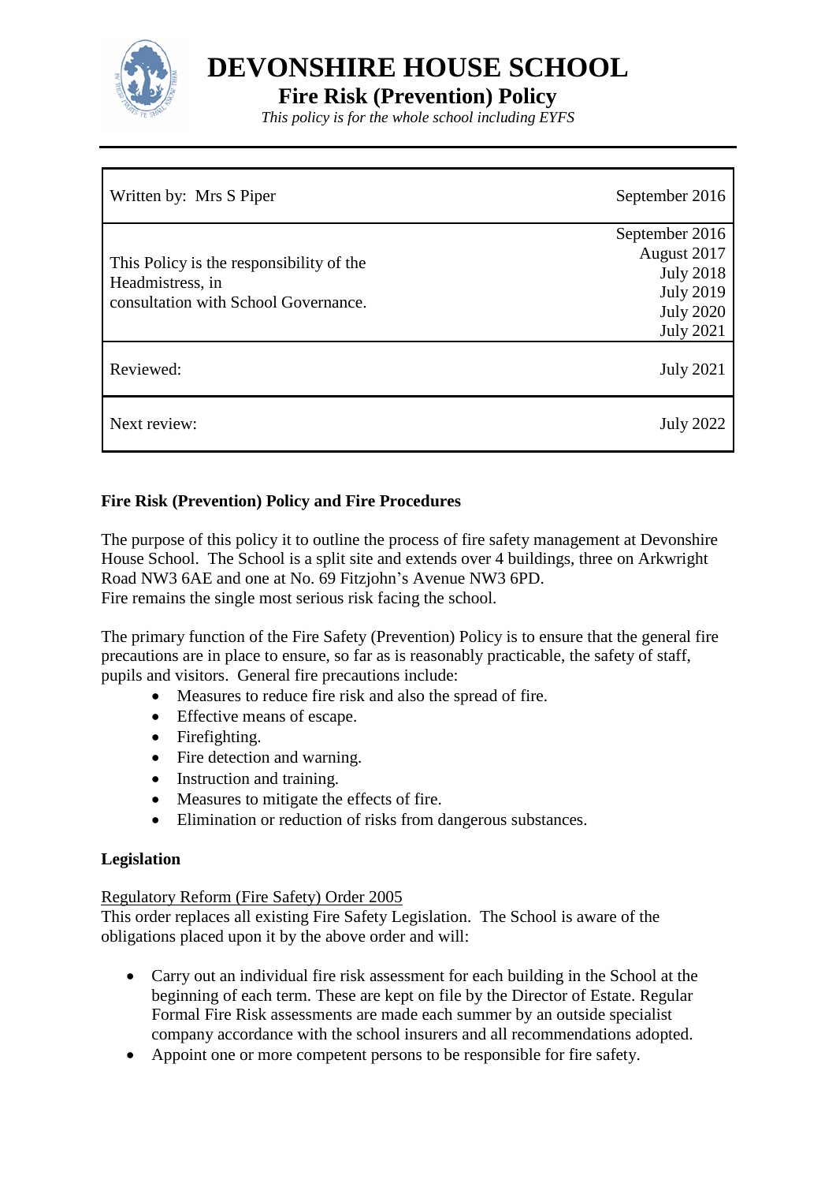# DEVONSHIRE HOUSE SCHOOL

## Fire Risk (Prevention) Policy

*This policy is for the whole school including EYFS*

| | |
|---|---|
| Written by: Mrs S Piper | September 2016 |
| This Policy is the responsibility of the Headmistress, in consultation with School Governance. | September 2016<br>August 2017<br>July 2018<br>July 2019<br>July 2020<br>July 2021 |
| Reviewed: | July 2021 |
| Next review: | July 2022 |

**Fire Risk (Prevention) Policy and Fire Procedures**

The purpose of this policy it to outline the process of fire safety management at Devonshire House School. The School is a split site and extends over 4 buildings, three on Arkwright Road NW3 6AE and one at No. 69 Fitzjohn's Avenue NW3 6PD.
Fire remains the single most serious risk facing the school.

The primary function of the Fire Safety (Prevention) Policy is to ensure that the general fire precautions are in place to ensure, so far as is reasonably practicable, the safety of staff, pupils and visitors. General fire precautions include:

- Measures to reduce fire risk and also the spread of fire.
- Effective means of escape.
- Firefighting.
- Fire detection and warning.
- Instruction and training.
- Measures to mitigate the effects of fire.
- Elimination or reduction of risks from dangerous substances.

**Legislation**

<u>Regulatory Reform (Fire Safety) Order 2005</u>
This order replaces all existing Fire Safety Legislation. The School is aware of the obligations placed upon it by the above order and will:

- Carry out an individual fire risk assessment for each building in the School at the beginning of each term. These are kept on file by the Director of Estate. Regular Formal Fire Risk assessments are made each summer by an outside specialist company accordance with the school insurers and all recommendations adopted.
- Appoint one or more competent persons to be responsible for fire safety.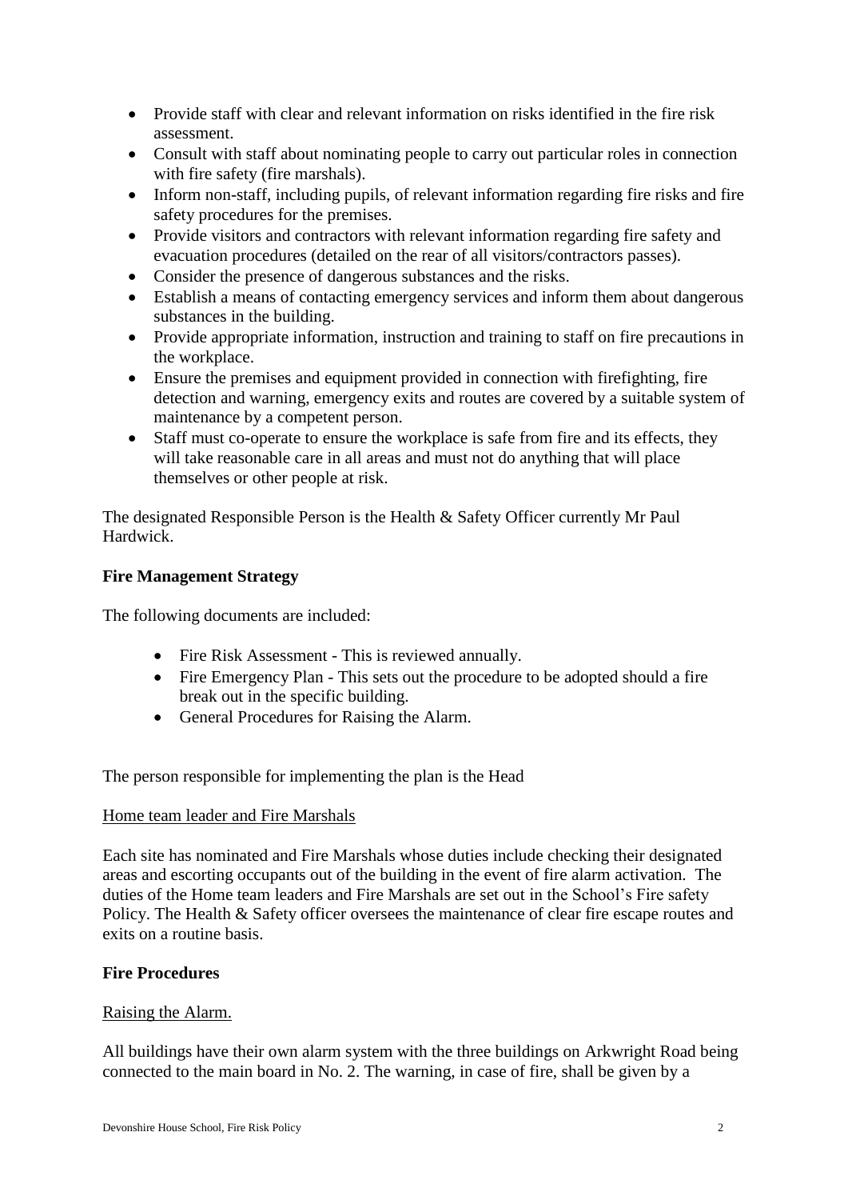- Provide staff with clear and relevant information on risks identified in the fire risk assessment.
- Consult with staff about nominating people to carry out particular roles in connection with fire safety (fire marshals).
- Inform non-staff, including pupils, of relevant information regarding fire risks and fire safety procedures for the premises.
- Provide visitors and contractors with relevant information regarding fire safety and evacuation procedures (detailed on the rear of all visitors/contractors passes).
- Consider the presence of dangerous substances and the risks.
- Establish a means of contacting emergency services and inform them about dangerous substances in the building.
- Provide appropriate information, instruction and training to staff on fire precautions in the workplace.
- Ensure the premises and equipment provided in connection with firefighting, fire detection and warning, emergency exits and routes are covered by a suitable system of maintenance by a competent person.
- Staff must co-operate to ensure the workplace is safe from fire and its effects, they will take reasonable care in all areas and must not do anything that will place themselves or other people at risk.

The designated Responsible Person is the Health & Safety Officer currently Mr Paul Hardwick.

**Fire Management Strategy**

The following documents are included:

- Fire Risk Assessment - This is reviewed annually.
- Fire Emergency Plan - This sets out the procedure to be adopted should a fire break out in the specific building.
- General Procedures for Raising the Alarm.

The person responsible for implementing the plan is the Head

Home team leader and Fire Marshals

Each site has nominated and Fire Marshals whose duties include checking their designated areas and escorting occupants out of the building in the event of fire alarm activation. The duties of the Home team leaders and Fire Marshals are set out in the School's Fire safety Policy. The Health & Safety officer oversees the maintenance of clear fire escape routes and exits on a routine basis.

**Fire Procedures**

Raising the Alarm.

All buildings have their own alarm system with the three buildings on Arkwright Road being connected to the main board in No. 2. The warning, in case of fire, shall be given by a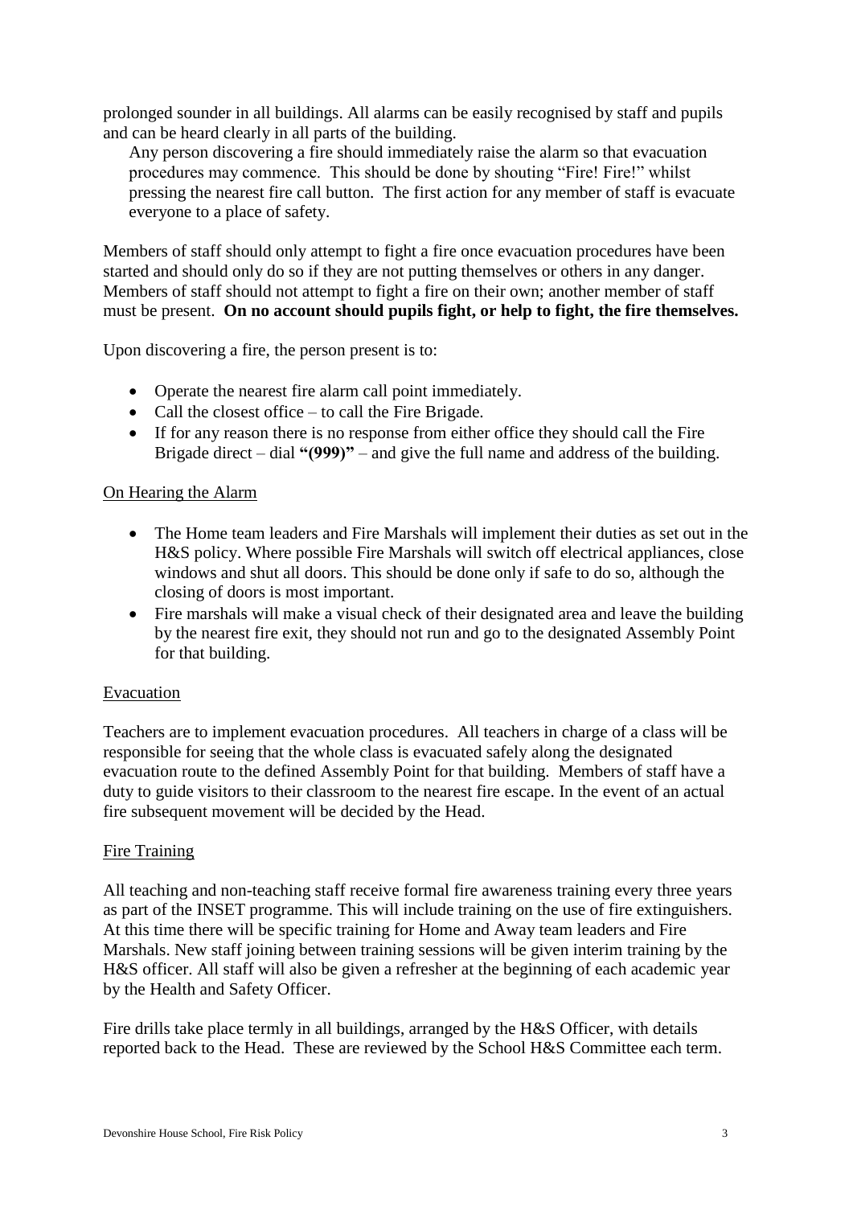prolonged sounder in all buildings. All alarms can be easily recognised by staff and pupils and can be heard clearly in all parts of the building.

Any person discovering a fire should immediately raise the alarm so that evacuation procedures may commence. This should be done by shouting "Fire! Fire!" whilst pressing the nearest fire call button. The first action for any member of staff is evacuate everyone to a place of safety.

Members of staff should only attempt to fight a fire once evacuation procedures have been started and should only do so if they are not putting themselves or others in any danger. Members of staff should not attempt to fight a fire on their own; another member of staff must be present. **On no account should pupils fight, or help to fight, the fire themselves.**

Upon discovering a fire, the person present is to:

- Operate the nearest fire alarm call point immediately.
- Call the closest office – to call the Fire Brigade.
- If for any reason there is no response from either office they should call the Fire Brigade direct – dial **"(999)"** – and give the full name and address of the building.

<u>On Hearing the Alarm</u>

- The Home team leaders and Fire Marshals will implement their duties as set out in the H&S policy. Where possible Fire Marshals will switch off electrical appliances, close windows and shut all doors. This should be done only if safe to do so, although the closing of doors is most important.
- Fire marshals will make a visual check of their designated area and leave the building by the nearest fire exit, they should not run and go to the designated Assembly Point for that building.

<u>Evacuation</u>

Teachers are to implement evacuation procedures. All teachers in charge of a class will be responsible for seeing that the whole class is evacuated safely along the designated evacuation route to the defined Assembly Point for that building. Members of staff have a duty to guide visitors to their classroom to the nearest fire escape. In the event of an actual fire subsequent movement will be decided by the Head.

<u>Fire Training</u>

All teaching and non-teaching staff receive formal fire awareness training every three years as part of the INSET programme. This will include training on the use of fire extinguishers. At this time there will be specific training for Home and Away team leaders and Fire Marshals. New staff joining between training sessions will be given interim training by the H&S officer. All staff will also be given a refresher at the beginning of each academic year by the Health and Safety Officer.

Fire drills take place termly in all buildings, arranged by the H&S Officer, with details reported back to the Head. These are reviewed by the School H&S Committee each term.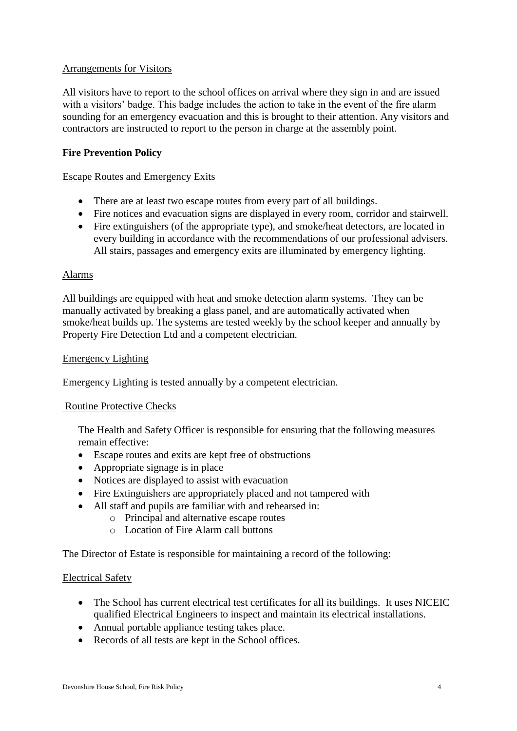Arrangements for Visitors

All visitors have to report to the school offices on arrival where they sign in and are issued with a visitors' badge. This badge includes the action to take in the event of the fire alarm sounding for an emergency evacuation and this is brought to their attention. Any visitors and contractors are instructed to report to the person in charge at the assembly point.

**Fire Prevention Policy**

Escape Routes and Emergency Exits

- There are at least two escape routes from every part of all buildings.
- Fire notices and evacuation signs are displayed in every room, corridor and stairwell.
- Fire extinguishers (of the appropriate type), and smoke/heat detectors, are located in every building in accordance with the recommendations of our professional advisers. All stairs, passages and emergency exits are illuminated by emergency lighting.

Alarms

All buildings are equipped with heat and smoke detection alarm systems. They can be manually activated by breaking a glass panel, and are automatically activated when smoke/heat builds up. The systems are tested weekly by the school keeper and annually by Property Fire Detection Ltd and a competent electrician.

Emergency Lighting

Emergency Lighting is tested annually by a competent electrician.

Routine Protective Checks

The Health and Safety Officer is responsible for ensuring that the following measures remain effective:

- Escape routes and exits are kept free of obstructions
- Appropriate signage is in place
- Notices are displayed to assist with evacuation
- Fire Extinguishers are appropriately placed and not tampered with
- All staff and pupils are familiar with and rehearsed in:
  - Principal and alternative escape routes
  - Location of Fire Alarm call buttons

The Director of Estate is responsible for maintaining a record of the following:

Electrical Safety

- The School has current electrical test certificates for all its buildings. It uses NICEIC qualified Electrical Engineers to inspect and maintain its electrical installations.
- Annual portable appliance testing takes place.
- Records of all tests are kept in the School offices.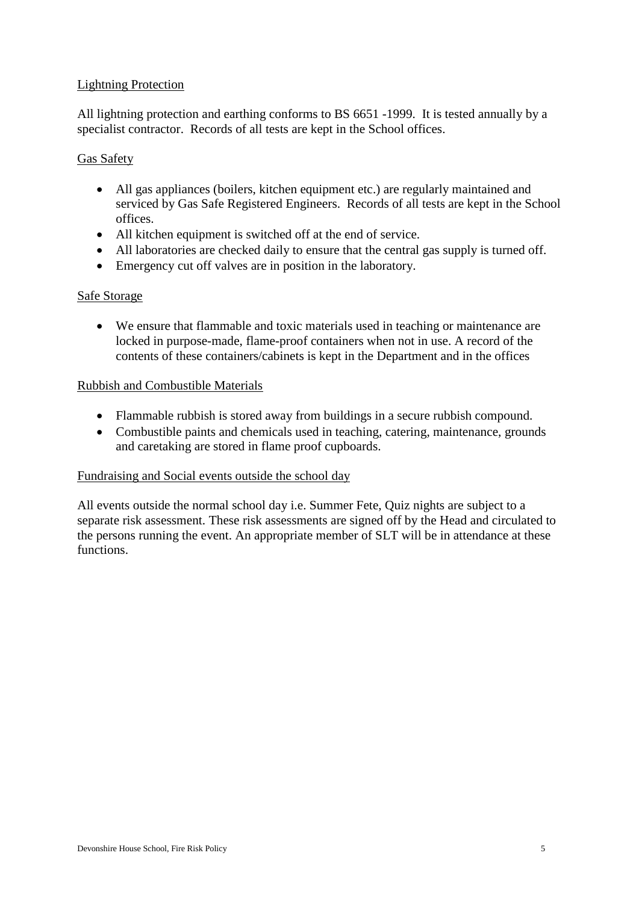Lightning Protection

All lightning protection and earthing conforms to BS 6651 -1999. It is tested annually by a specialist contractor. Records of all tests are kept in the School offices.

Gas Safety

- All gas appliances (boilers, kitchen equipment etc.) are regularly maintained and serviced by Gas Safe Registered Engineers. Records of all tests are kept in the School offices.
- All kitchen equipment is switched off at the end of service.
- All laboratories are checked daily to ensure that the central gas supply is turned off.
- Emergency cut off valves are in position in the laboratory.

Safe Storage

- We ensure that flammable and toxic materials used in teaching or maintenance are locked in purpose-made, flame-proof containers when not in use. A record of the contents of these containers/cabinets is kept in the Department and in the offices

Rubbish and Combustible Materials

- Flammable rubbish is stored away from buildings in a secure rubbish compound.
- Combustible paints and chemicals used in teaching, catering, maintenance, grounds and caretaking are stored in flame proof cupboards.

Fundraising and Social events outside the school day

All events outside the normal school day i.e. Summer Fete, Quiz nights are subject to a separate risk assessment. These risk assessments are signed off by the Head and circulated to the persons running the event. An appropriate member of SLT will be in attendance at these functions.